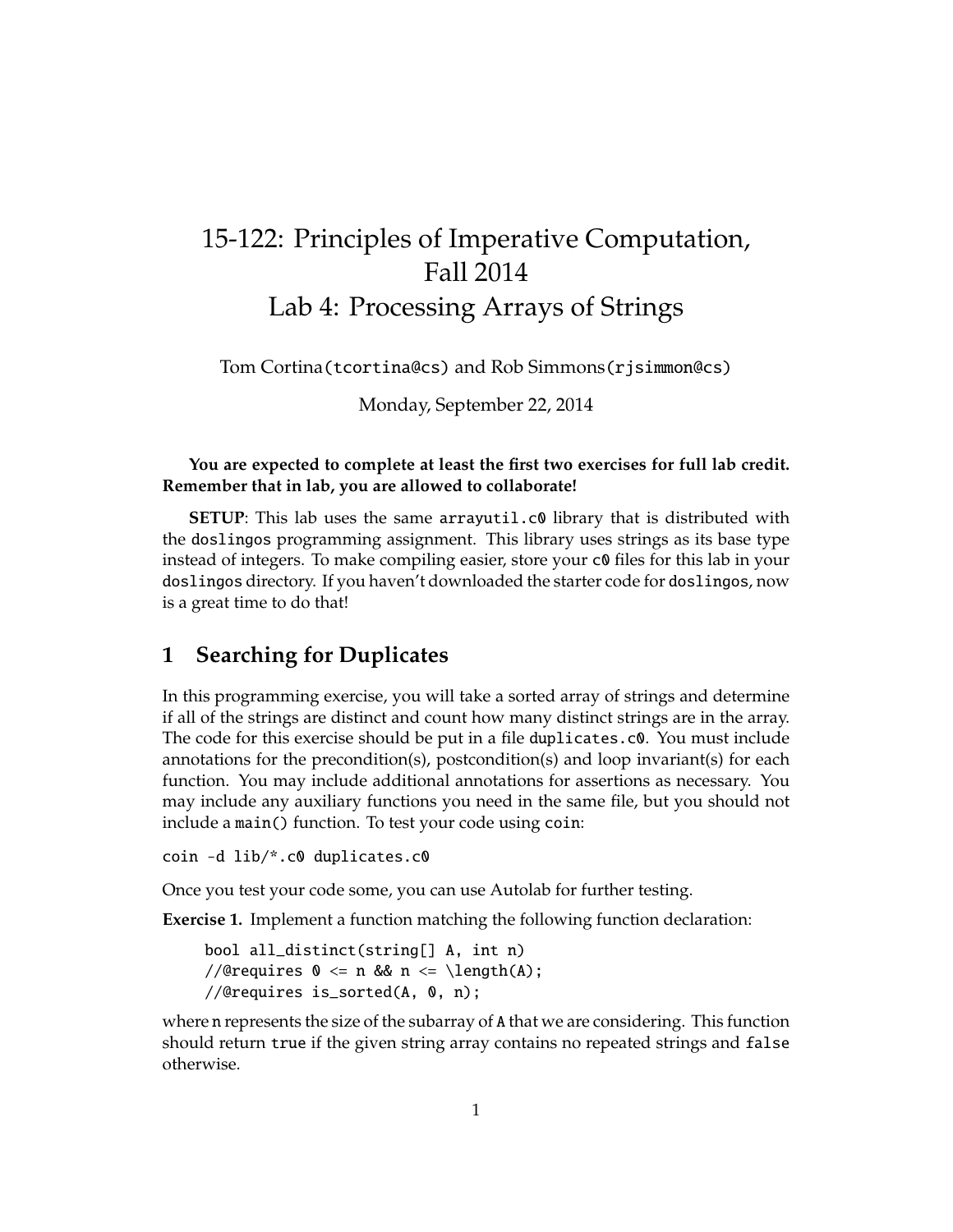# 15-122: Principles of Imperative Computation, Fall 2014
# Lab 4: Processing Arrays of Strings

Tom Cortina(tcortina@cs) and Rob Simmons(rjsimmon@cs)

Monday, September 22, 2014

**You are expected to complete at least the first two exercises for full lab credit. Remember that in lab, you are allowed to collaborate!**

**SETUP**: This lab uses the same `arrayutil.c0` library that is distributed with the `doslingos` programming assignment. This library uses strings as its base type instead of integers. To make compiling easier, store your `c0` files for this lab in your `doslingos` directory. If you haven't downloaded the starter code for `doslingos`, now is a great time to do that!

## 1 Searching for Duplicates

In this programming exercise, you will take a sorted array of strings and determine if all of the strings are distinct and count how many distinct strings are in the array. The code for this exercise should be put in a file `duplicates.c0`. You must include annotations for the precondition(s), postcondition(s) and loop invariant(s) for each function. You may include additional annotations for assertions as necessary. You may include any auxiliary functions you need in the same file, but you should not include a `main()` function. To test your code using `coin`:

```
coin -d lib/*.c0 duplicates.c0
```

Once you test your code some, you can use Autolab for further testing.

**Exercise 1.** Implement a function matching the following function declaration:

```
bool all_distinct(string[] A, int n)
//@requires 0 <= n && n <= \length(A);
//@requires is_sorted(A, 0, n);
```

where `n` represents the size of the subarray of `A` that we are considering. This function should return `true` if the given string array contains no repeated strings and `false` otherwise.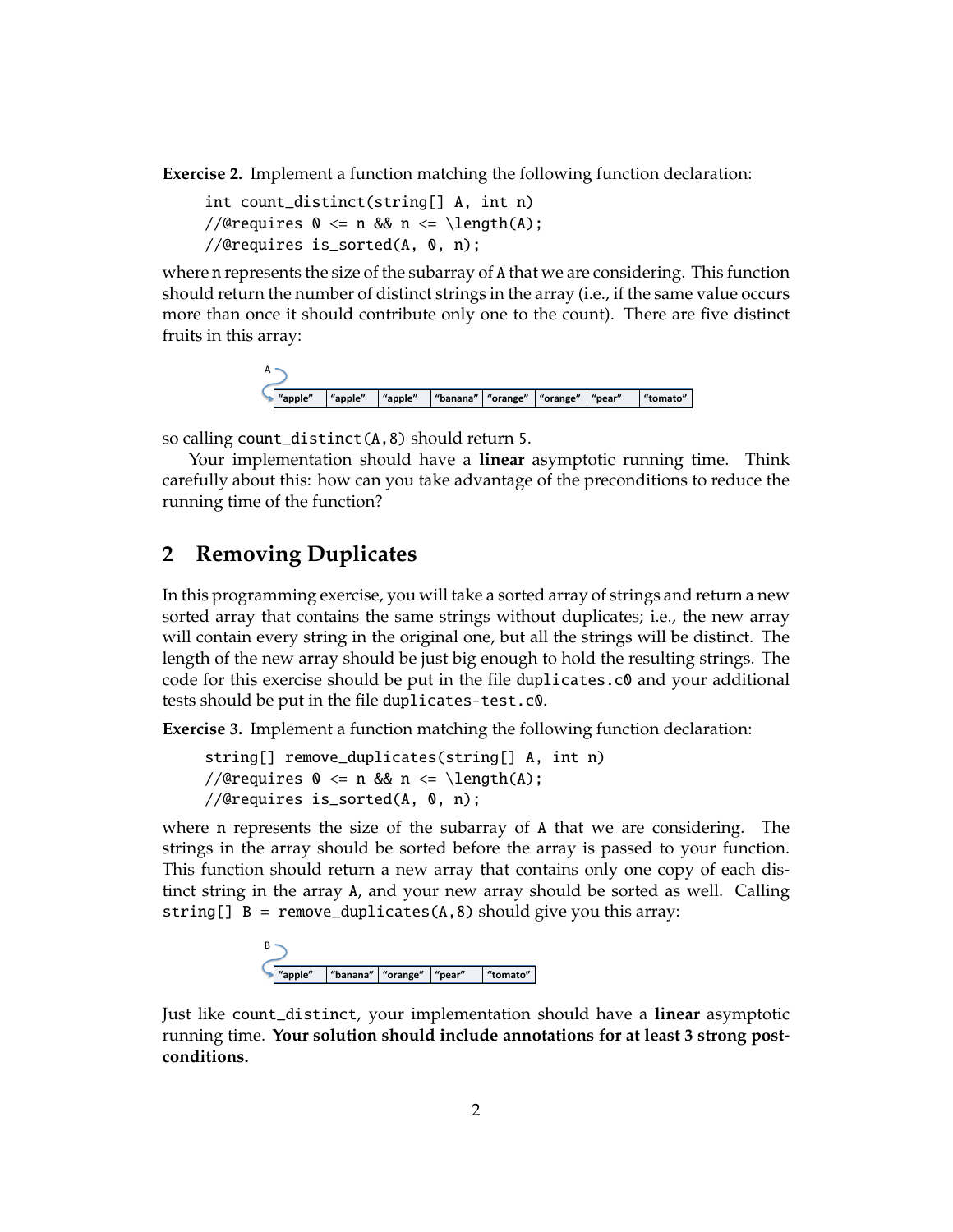**Exercise 2.** Implement a function matching the following function declaration:

```
int count_distinct(string[] A, int n)
//@requires 0 <= n && n <= \length(A);
//@requires is_sorted(A, 0, n);
```

where `n` represents the size of the subarray of `A` that we are considering. This function should return the number of distinct strings in the array (i.e., if the same value occurs more than once it should contribute only one to the count). There are five distinct fruits in this array:

A

“apple” “apple” “apple” “banana” “orange” “orange” “pear” “tomato”

so calling `count_distinct(A,8)` should return 5.

Your implementation should have a **linear** asymptotic running time. Think carefully about this: how can you take advantage of the preconditions to reduce the running time of the function?

## 2 Removing Duplicates

In this programming exercise, you will take a sorted array of strings and return a new sorted array that contains the same strings without duplicates; i.e., the new array will contain every string in the original one, but all the strings will be distinct. The length of the new array should be just big enough to hold the resulting strings. The code for this exercise should be put in the file `duplicates.c0` and your additional tests should be put in the file `duplicates-test.c0`.

**Exercise 3.** Implement a function matching the following function declaration:

```
string[] remove_duplicates(string[] A, int n)
//@requires 0 <= n && n <= \length(A);
//@requires is_sorted(A, 0, n);
```

where `n` represents the size of the subarray of `A` that we are considering. The strings in the array should be sorted before the array is passed to your function. This function should return a new array that contains only one copy of each distinct string in the array `A`, and your new array should be sorted as well. Calling `string[] B = remove_duplicates(A,8)` should give you this array:

B

“apple” “banana” “orange” “pear” “tomato”

Just like `count_distinct`, your implementation should have a **linear** asymptotic running time. **Your solution should include annotations for at least 3 strong post-conditions.**